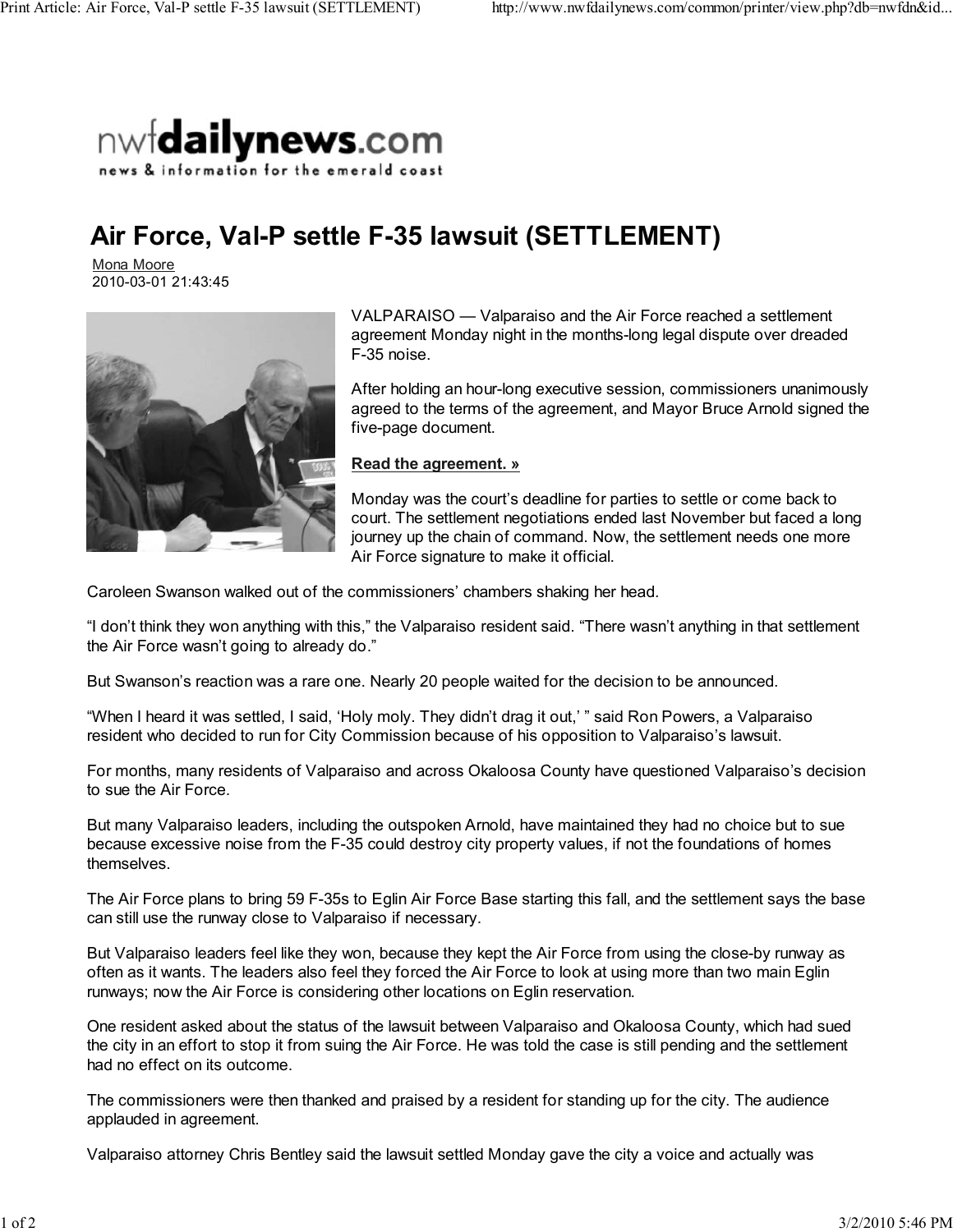nwfdailynews.com
news & information for the emerald coast

# Air Force, Val-P settle F-35 lawsuit (SETTLEMENT)

Mona Moore
2010-03-01 21:43:45

VALPARAISO — Valparaiso and the Air Force reached a settlement agreement Monday night in the months-long legal dispute over dreaded F-35 noise.

After holding an hour-long executive session, commissioners unanimously agreed to the terms of the agreement, and Mayor Bruce Arnold signed the five-page document.

**Read the agreement. »**

Monday was the court's deadline for parties to settle or come back to court. The settlement negotiations ended last November but faced a long journey up the chain of command. Now, the settlement needs one more Air Force signature to make it official.

Caroleen Swanson walked out of the commissioners' chambers shaking her head.

"I don't think they won anything with this," the Valparaiso resident said. "There wasn't anything in that settlement the Air Force wasn't going to already do."

But Swanson's reaction was a rare one. Nearly 20 people waited for the decision to be announced.

"When I heard it was settled, I said, 'Holy moly. They didn't drag it out,' " said Ron Powers, a Valparaiso resident who decided to run for City Commission because of his opposition to Valparaiso's lawsuit.

For months, many residents of Valparaiso and across Okaloosa County have questioned Valparaiso's decision to sue the Air Force.

But many Valparaiso leaders, including the outspoken Arnold, have maintained they had no choice but to sue because excessive noise from the F-35 could destroy city property values, if not the foundations of homes themselves.

The Air Force plans to bring 59 F-35s to Eglin Air Force Base starting this fall, and the settlement says the base can still use the runway close to Valparaiso if necessary.

But Valparaiso leaders feel like they won, because they kept the Air Force from using the close-by runway as often as it wants. The leaders also feel they forced the Air Force to look at using more than two main Eglin runways; now the Air Force is considering other locations on Eglin reservation.

One resident asked about the status of the lawsuit between Valparaiso and Okaloosa County, which had sued the city in an effort to stop it from suing the Air Force. He was told the case is still pending and the settlement had no effect on its outcome.

The commissioners were then thanked and praised by a resident for standing up for the city. The audience applauded in agreement.

Valparaiso attorney Chris Bentley said the lawsuit settled Monday gave the city a voice and actually was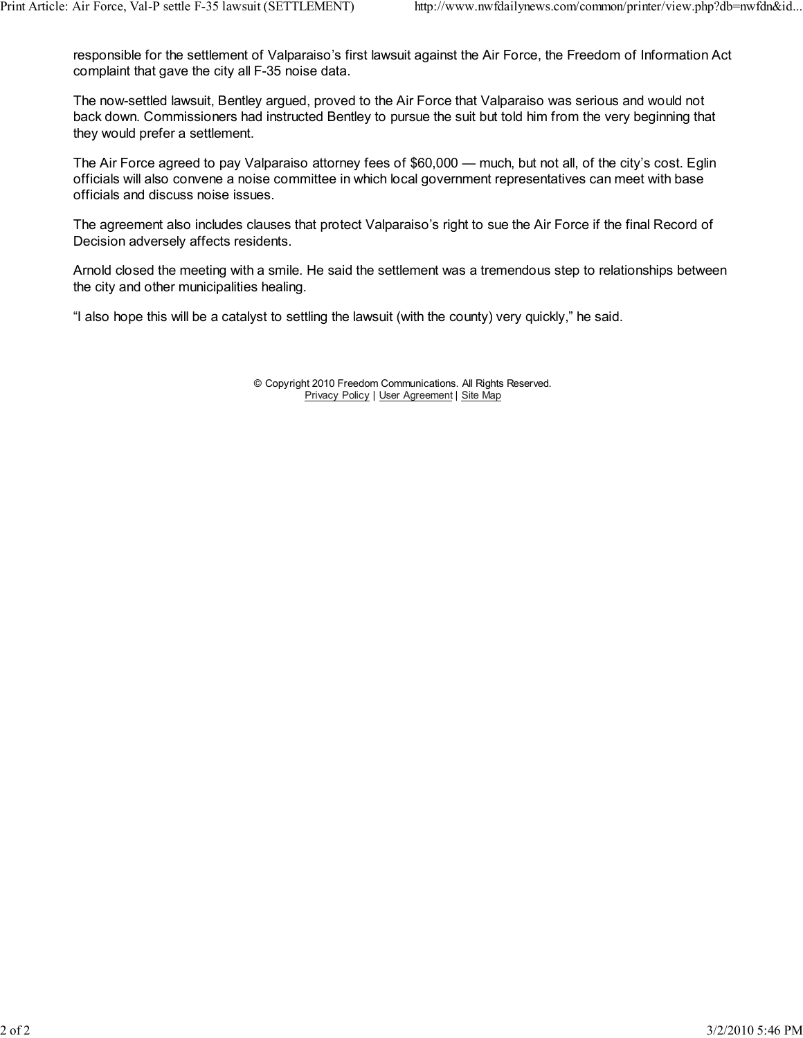responsible for the settlement of Valparaiso’s first lawsuit against the Air Force, the Freedom of Information Act complaint that gave the city all F-35 noise data.

The now-settled lawsuit, Bentley argued, proved to the Air Force that Valparaiso was serious and would not back down. Commissioners had instructed Bentley to pursue the suit but told him from the very beginning that they would prefer a settlement.

The Air Force agreed to pay Valparaiso attorney fees of $60,000 — much, but not all, of the city’s cost. Eglin officials will also convene a noise committee in which local government representatives can meet with base officials and discuss noise issues.

The agreement also includes clauses that protect Valparaiso’s right to sue the Air Force if the final Record of Decision adversely affects residents.

Arnold closed the meeting with a smile. He said the settlement was a tremendous step to relationships between the city and other municipalities healing.

“I also hope this will be a catalyst to settling the lawsuit (with the county) very quickly,” he said.

© Copyright 2010 Freedom Communications. All Rights Reserved.
Privacy Policy | User Agreement | Site Map